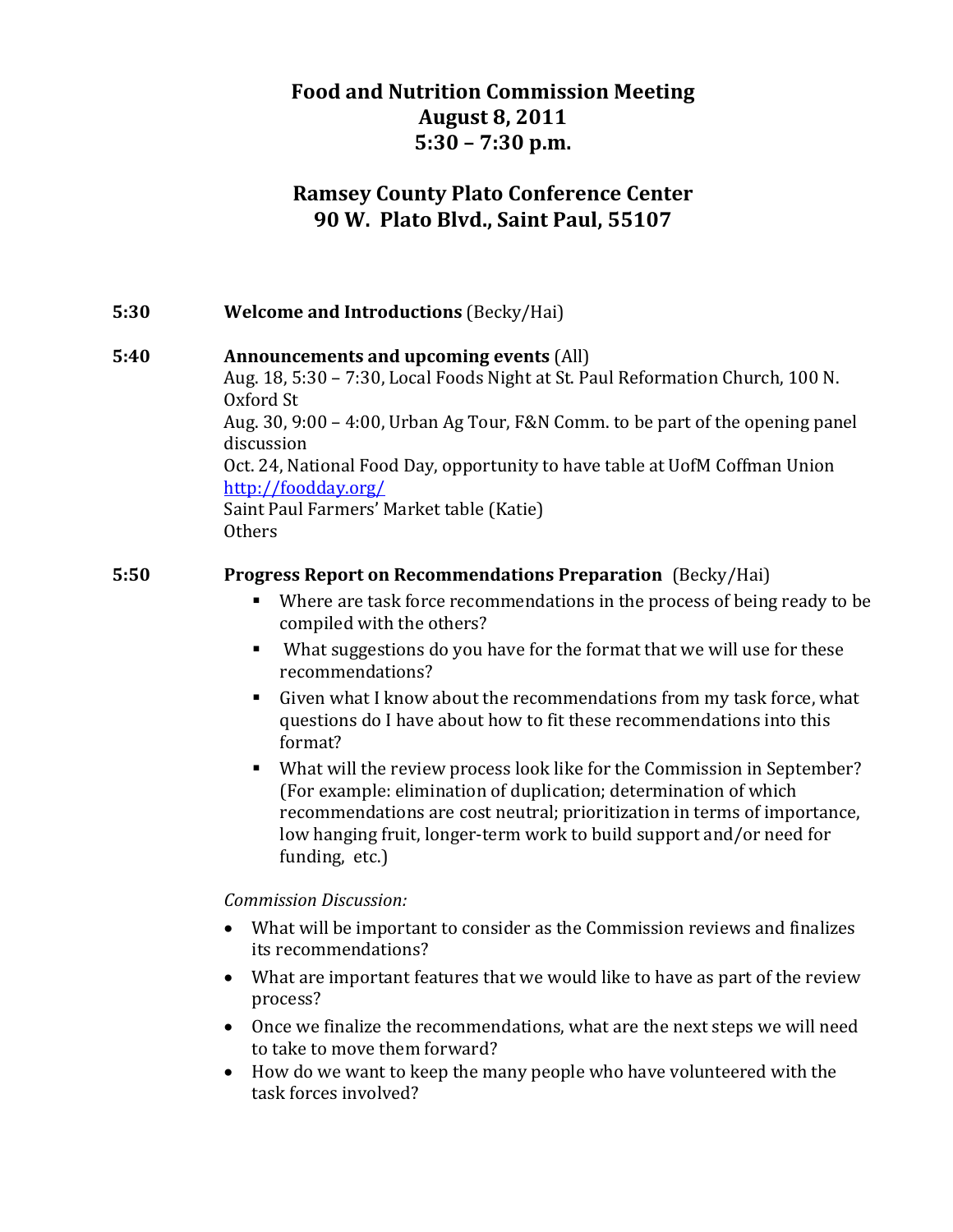# Food and Nutrition Commission Meeting
# August 8, 2011
# 5:30 – 7:30 p.m.

## Ramsey County Plato Conference Center
## 90 W. Plato Blvd., Saint Paul, 55107

**5:30** **Welcome and Introductions** (Becky/Hai)

**5:40** **Announcements and upcoming events** (All)

Aug. 18, 5:30 – 7:30, Local Foods Night at St. Paul Reformation Church, 100 N. Oxford St

Aug. 30, 9:00 – 4:00, Urban Ag Tour, F&N Comm. to be part of the opening panel discussion

Oct. 24, National Food Day, opportunity to have table at UofM Coffman Union [http://foodday.org/](http://foodday.org/)

Saint Paul Farmers' Market table (Katie)

Others

**5:50** **Progress Report on Recommendations Preparation** (Becky/Hai)

- Where are task force recommendations in the process of being ready to be compiled with the others?
- What suggestions do you have for the format that we will use for these recommendations?
- Given what I know about the recommendations from my task force, what questions do I have about how to fit these recommendations into this format?
- What will the review process look like for the Commission in September? (For example: elimination of duplication; determination of which recommendations are cost neutral; prioritization in terms of importance, low hanging fruit, longer-term work to build support and/or need for funding, etc.)

*Commission Discussion:*

- What will be important to consider as the Commission reviews and finalizes its recommendations?
- What are important features that we would like to have as part of the review process?
- Once we finalize the recommendations, what are the next steps we will need to take to move them forward?
- How do we want to keep the many people who have volunteered with the task forces involved?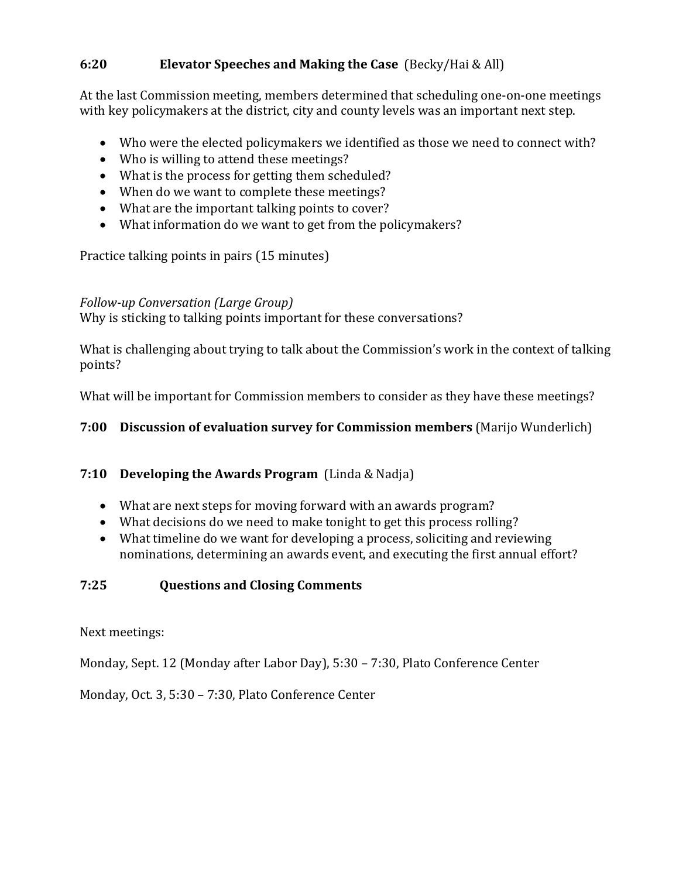**6:20 Elevator Speeches and Making the Case** (Becky/Hai & All)

At the last Commission meeting, members determined that scheduling one-on-one meetings with key policymakers at the district, city and county levels was an important next step.

- Who were the elected policymakers we identified as those we need to connect with?
- Who is willing to attend these meetings?
- What is the process for getting them scheduled?
- When do we want to complete these meetings?
- What are the important talking points to cover?
- What information do we want to get from the policymakers?

Practice talking points in pairs (15 minutes)

*Follow-up Conversation (Large Group)*

Why is sticking to talking points important for these conversations?

What is challenging about trying to talk about the Commission's work in the context of talking points?

What will be important for Commission members to consider as they have these meetings?

**7:00 Discussion of evaluation survey for Commission members** (Marijo Wunderlich)

**7:10 Developing the Awards Program** (Linda & Nadja)

- What are next steps for moving forward with an awards program?
- What decisions do we need to make tonight to get this process rolling?
- What timeline do we want for developing a process, soliciting and reviewing nominations, determining an awards event, and executing the first annual effort?

**7:25 Questions and Closing Comments**

Next meetings:

Monday, Sept. 12 (Monday after Labor Day), 5:30 – 7:30, Plato Conference Center

Monday, Oct. 3, 5:30 – 7:30, Plato Conference Center